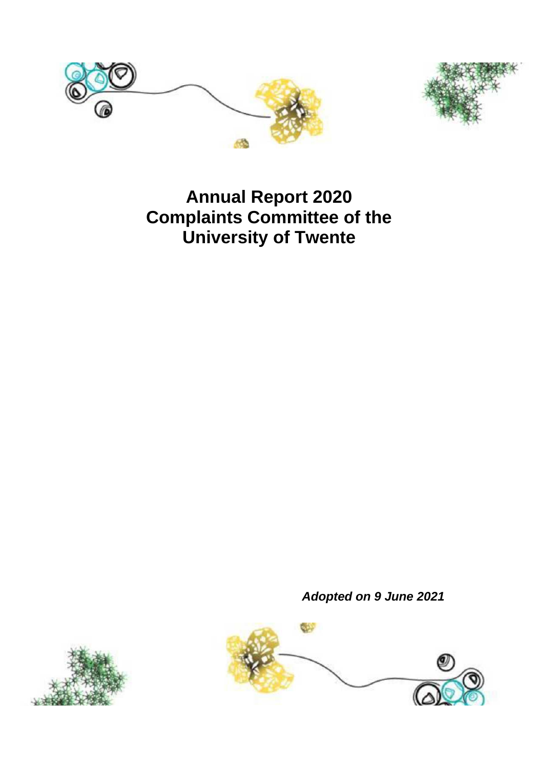# Annual Report 2020
# Complaints Committee of the University of Twente

***Adopted on 9 June 2021***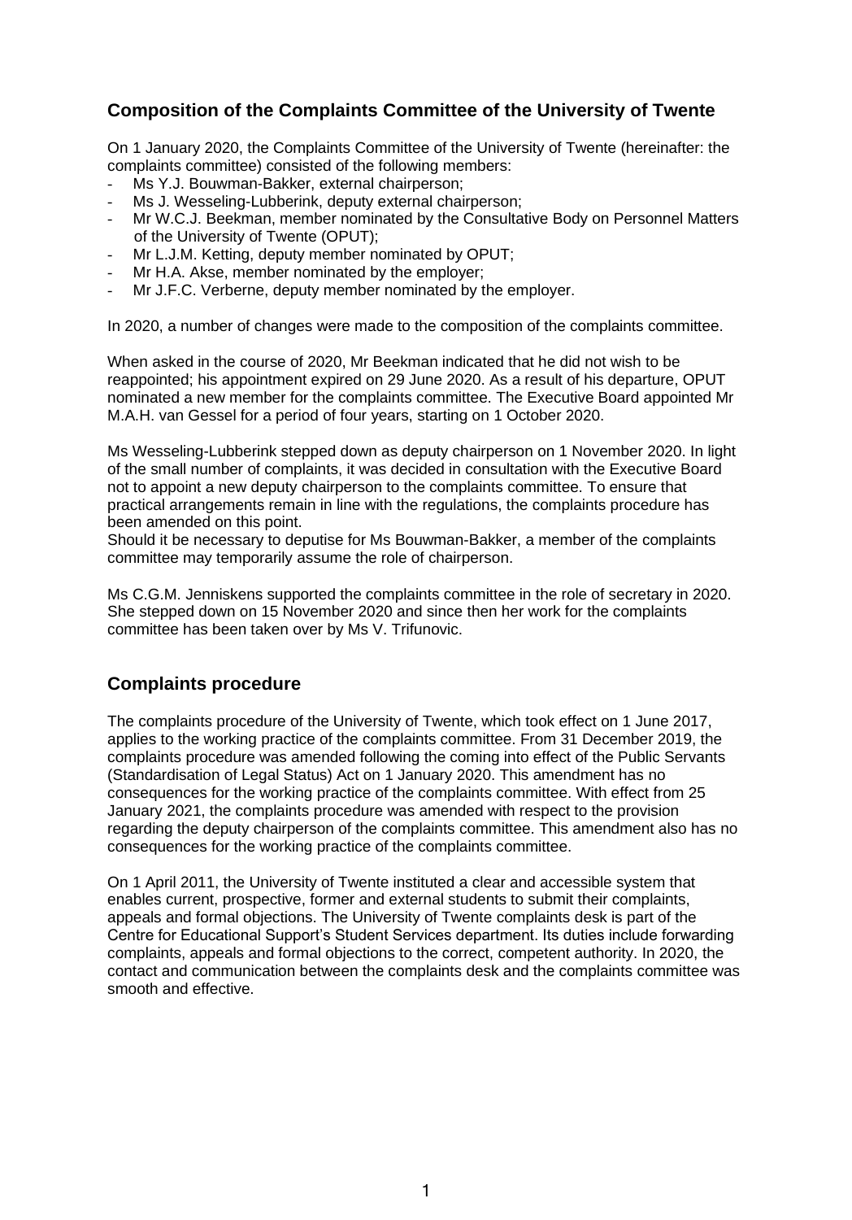## Composition of the Complaints Committee of the University of Twente

On 1 January 2020, the Complaints Committee of the University of Twente (hereinafter: the complaints committee) consisted of the following members:

- Ms Y.J. Bouwman-Bakker, external chairperson;
- Ms J. Wesseling-Lubberink, deputy external chairperson;
- Mr W.C.J. Beekman, member nominated by the Consultative Body on Personnel Matters of the University of Twente (OPUT);
- Mr L.J.M. Ketting, deputy member nominated by OPUT;
- Mr H.A. Akse, member nominated by the employer;
- Mr J.F.C. Verberne, deputy member nominated by the employer.

In 2020, a number of changes were made to the composition of the complaints committee.

When asked in the course of 2020, Mr Beekman indicated that he did not wish to be reappointed; his appointment expired on 29 June 2020. As a result of his departure, OPUT nominated a new member for the complaints committee. The Executive Board appointed Mr M.A.H. van Gessel for a period of four years, starting on 1 October 2020.

Ms Wesseling-Lubberink stepped down as deputy chairperson on 1 November 2020. In light of the small number of complaints, it was decided in consultation with the Executive Board not to appoint a new deputy chairperson to the complaints committee. To ensure that practical arrangements remain in line with the regulations, the complaints procedure has been amended on this point.
Should it be necessary to deputise for Ms Bouwman-Bakker, a member of the complaints committee may temporarily assume the role of chairperson.

Ms C.G.M. Jenniskens supported the complaints committee in the role of secretary in 2020. She stepped down on 15 November 2020 and since then her work for the complaints committee has been taken over by Ms V. Trifunovic.

## Complaints procedure

The complaints procedure of the University of Twente, which took effect on 1 June 2017, applies to the working practice of the complaints committee. From 31 December 2019, the complaints procedure was amended following the coming into effect of the Public Servants (Standardisation of Legal Status) Act on 1 January 2020. This amendment has no consequences for the working practice of the complaints committee. With effect from 25 January 2021, the complaints procedure was amended with respect to the provision regarding the deputy chairperson of the complaints committee. This amendment also has no consequences for the working practice of the complaints committee.

On 1 April 2011, the University of Twente instituted a clear and accessible system that enables current, prospective, former and external students to submit their complaints, appeals and formal objections. The University of Twente complaints desk is part of the Centre for Educational Support's Student Services department. Its duties include forwarding complaints, appeals and formal objections to the correct, competent authority. In 2020, the contact and communication between the complaints desk and the complaints committee was smooth and effective.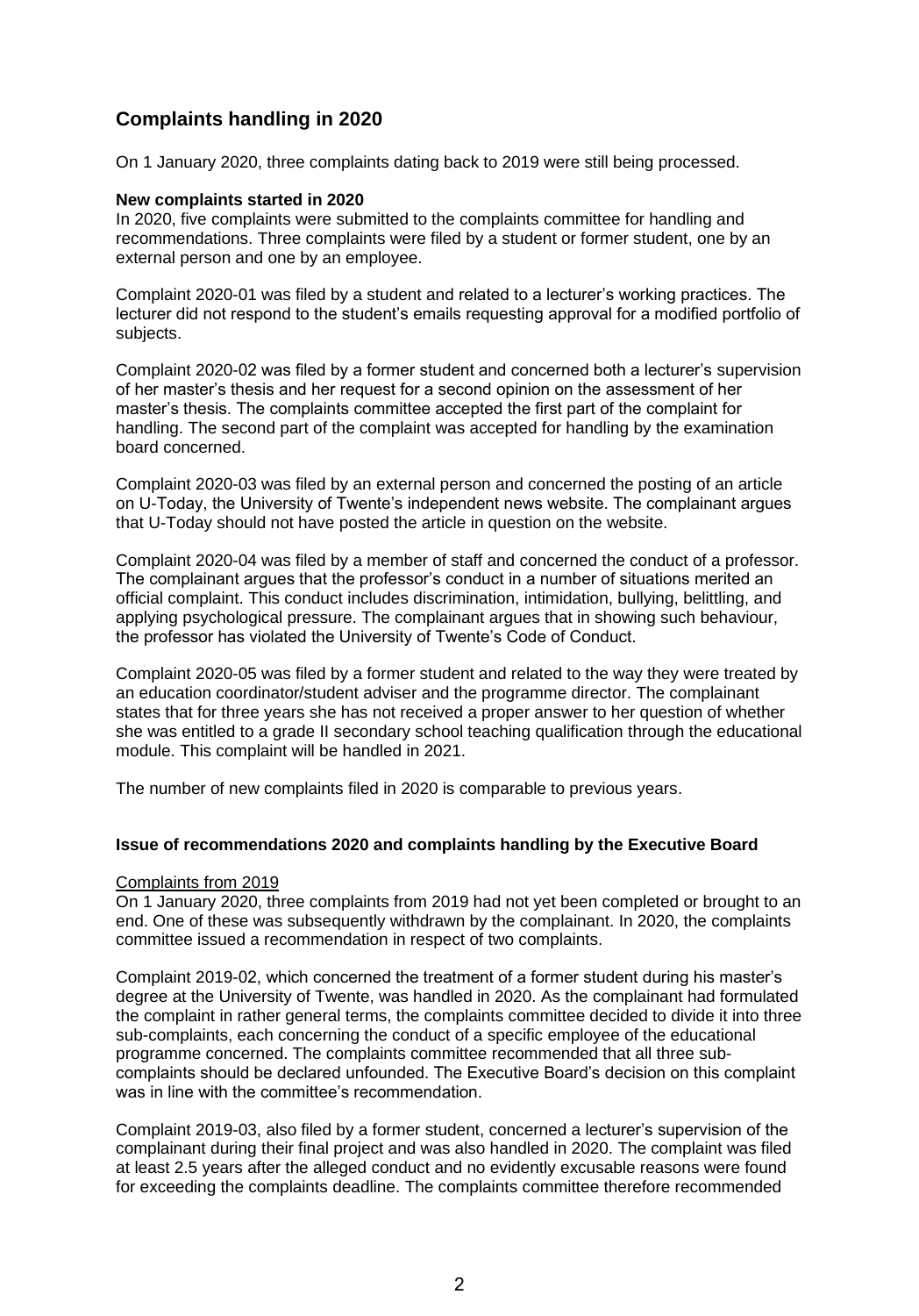## Complaints handling in 2020

On 1 January 2020, three complaints dating back to 2019 were still being processed.

**New complaints started in 2020**

In 2020, five complaints were submitted to the complaints committee for handling and recommendations. Three complaints were filed by a student or former student, one by an external person and one by an employee.

Complaint 2020-01 was filed by a student and related to a lecturer's working practices. The lecturer did not respond to the student's emails requesting approval for a modified portfolio of subjects.

Complaint 2020-02 was filed by a former student and concerned both a lecturer's supervision of her master's thesis and her request for a second opinion on the assessment of her master's thesis. The complaints committee accepted the first part of the complaint for handling. The second part of the complaint was accepted for handling by the examination board concerned.

Complaint 2020-03 was filed by an external person and concerned the posting of an article on U-Today, the University of Twente's independent news website. The complainant argues that U-Today should not have posted the article in question on the website.

Complaint 2020-04 was filed by a member of staff and concerned the conduct of a professor. The complainant argues that the professor's conduct in a number of situations merited an official complaint. This conduct includes discrimination, intimidation, bullying, belittling, and applying psychological pressure. The complainant argues that in showing such behaviour, the professor has violated the University of Twente's Code of Conduct.

Complaint 2020-05 was filed by a former student and related to the way they were treated by an education coordinator/student adviser and the programme director. The complainant states that for three years she has not received a proper answer to her question of whether she was entitled to a grade II secondary school teaching qualification through the educational module. This complaint will be handled in 2021.

The number of new complaints filed in 2020 is comparable to previous years.

**Issue of recommendations 2020 and complaints handling by the Executive Board**

Complaints from 2019

On 1 January 2020, three complaints from 2019 had not yet been completed or brought to an end. One of these was subsequently withdrawn by the complainant. In 2020, the complaints committee issued a recommendation in respect of two complaints.

Complaint 2019-02, which concerned the treatment of a former student during his master's degree at the University of Twente, was handled in 2020. As the complainant had formulated the complaint in rather general terms, the complaints committee decided to divide it into three sub-complaints, each concerning the conduct of a specific employee of the educational programme concerned. The complaints committee recommended that all three sub-complaints should be declared unfounded. The Executive Board's decision on this complaint was in line with the committee's recommendation.

Complaint 2019-03, also filed by a former student, concerned a lecturer's supervision of the complainant during their final project and was also handled in 2020. The complaint was filed at least 2.5 years after the alleged conduct and no evidently excusable reasons were found for exceeding the complaints deadline. The complaints committee therefore recommended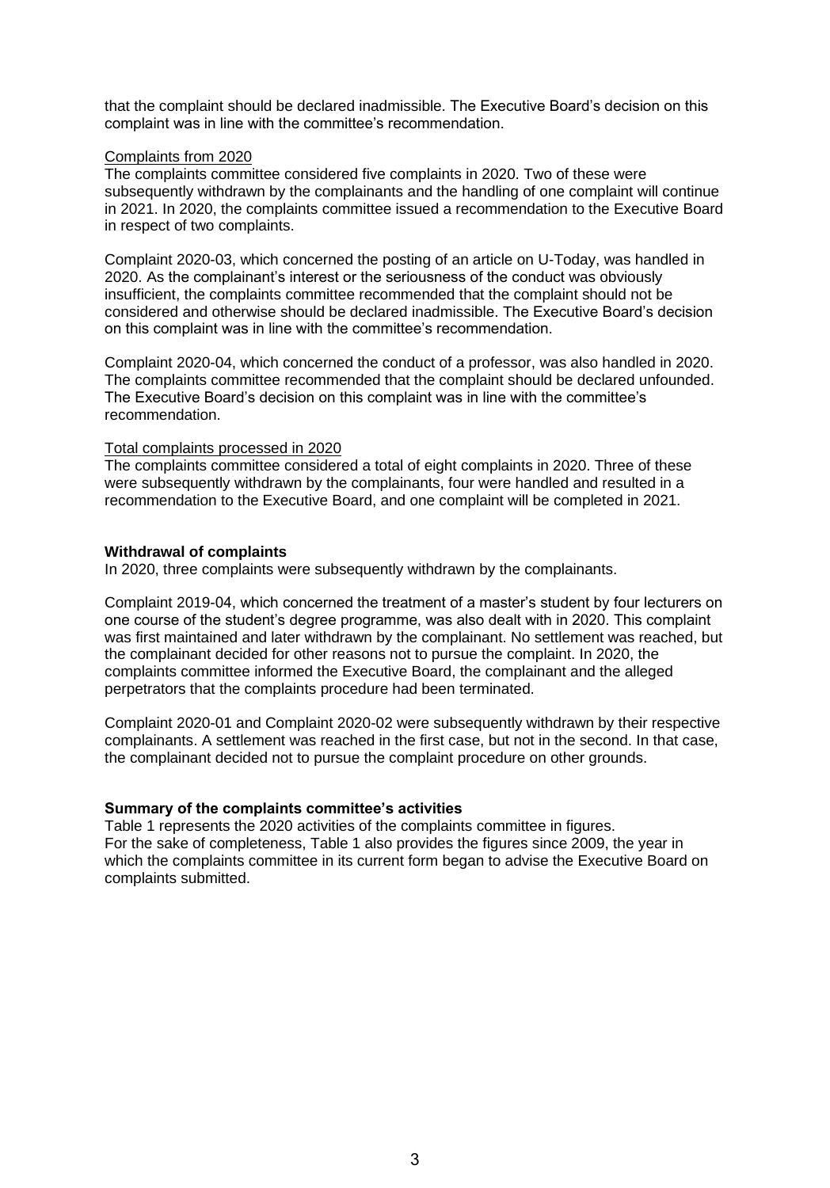that the complaint should be declared inadmissible. The Executive Board's decision on this complaint was in line with the committee's recommendation.

Complaints from 2020

The complaints committee considered five complaints in 2020. Two of these were subsequently withdrawn by the complainants and the handling of one complaint will continue in 2021. In 2020, the complaints committee issued a recommendation to the Executive Board in respect of two complaints.

Complaint 2020-03, which concerned the posting of an article on U-Today, was handled in 2020. As the complainant's interest or the seriousness of the conduct was obviously insufficient, the complaints committee recommended that the complaint should not be considered and otherwise should be declared inadmissible. The Executive Board's decision on this complaint was in line with the committee's recommendation.

Complaint 2020-04, which concerned the conduct of a professor, was also handled in 2020. The complaints committee recommended that the complaint should be declared unfounded. The Executive Board's decision on this complaint was in line with the committee's recommendation.

Total complaints processed in 2020

The complaints committee considered a total of eight complaints in 2020. Three of these were subsequently withdrawn by the complainants, four were handled and resulted in a recommendation to the Executive Board, and one complaint will be completed in 2021.

**Withdrawal of complaints**

In 2020, three complaints were subsequently withdrawn by the complainants.

Complaint 2019-04, which concerned the treatment of a master's student by four lecturers on one course of the student's degree programme, was also dealt with in 2020. This complaint was first maintained and later withdrawn by the complainant. No settlement was reached, but the complainant decided for other reasons not to pursue the complaint. In 2020, the complaints committee informed the Executive Board, the complainant and the alleged perpetrators that the complaints procedure had been terminated.

Complaint 2020-01 and Complaint 2020-02 were subsequently withdrawn by their respective complainants. A settlement was reached in the first case, but not in the second. In that case, the complainant decided not to pursue the complaint procedure on other grounds.

**Summary of the complaints committee's activities**

Table 1 represents the 2020 activities of the complaints committee in figures.
For the sake of completeness, Table 1 also provides the figures since 2009, the year in which the complaints committee in its current form began to advise the Executive Board on complaints submitted.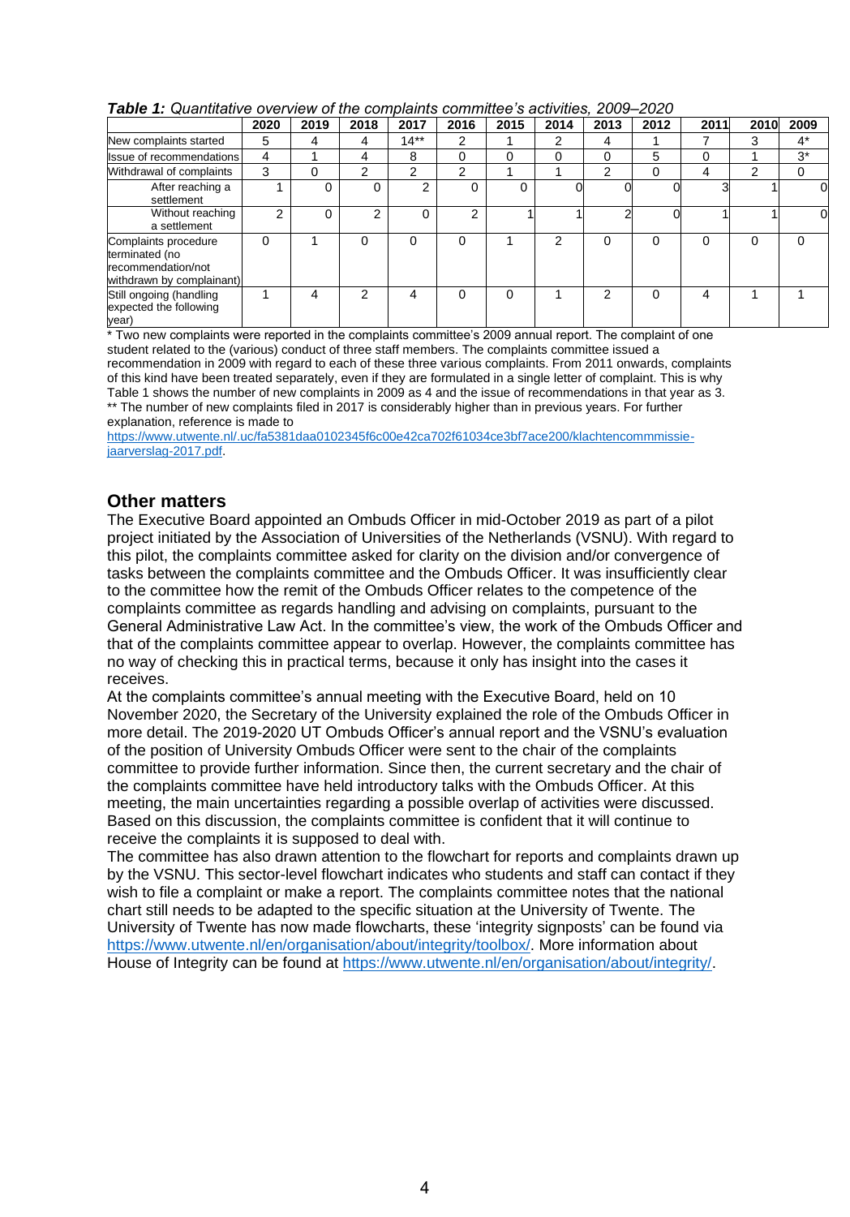***Table 1:*** *Quantitative overview of the complaints committee's activities, 2009–2020*

| | 2020 | 2019 | 2018 | 2017 | 2016 | 2015 | 2014 | 2013 | 2012 | 2011 | 2010 | 2009 |
|---|---|---|---|---|---|---|---|---|---|---|---|---|
| New complaints started | 5 | 4 | 4 | 14** | 2 | 1 | 2 | 4 | 1 | 7 | 3 | 4* |
| Issue of recommendations | 4 | 1 | 4 | 8 | 0 | 0 | 0 | 0 | 5 | 0 | 1 | 3* |
| Withdrawal of complaints | 3 | 0 | 2 | 2 | 2 | 1 | 1 | 2 | 0 | 4 | 2 | 0 |
| After reaching a settlement | 1 | 0 | 0 | 2 | 0 | 0 | 0 | 0 | 0 | 3 | 1 | 0 |
| Without reaching a settlement | 2 | 0 | 2 | 0 | 2 | 1 | 1 | 2 | 0 | 1 | 1 | 0 |
| Complaints procedure terminated (no recommendation/not withdrawn by complainant) | 0 | 1 | 0 | 0 | 0 | 1 | 2 | 0 | 0 | 0 | 0 | 0 |
| Still ongoing (handling expected the following year) | 1 | 4 | 2 | 4 | 0 | 0 | 1 | 2 | 0 | 4 | 1 | 1 |

\* Two new complaints were reported in the complaints committee's 2009 annual report. The complaint of one student related to the (various) conduct of three staff members. The complaints committee issued a recommendation in 2009 with regard to each of these three various complaints. From 2011 onwards, complaints of this kind have been treated separately, even if they are formulated in a single letter of complaint. This is why Table 1 shows the number of new complaints in 2009 as 4 and the issue of recommendations in that year as 3.
** The number of new complaints filed in 2017 is considerably higher than in previous years. For further explanation, reference is made to https://www.utwente.nl/.uc/fa5381daa0102345f6c00e42ca702f61034ce3bf7ace200/klachtencommmissie-jaarverslag-2017.pdf.

## Other matters

The Executive Board appointed an Ombuds Officer in mid-October 2019 as part of a pilot project initiated by the Association of Universities of the Netherlands (VSNU). With regard to this pilot, the complaints committee asked for clarity on the division and/or convergence of tasks between the complaints committee and the Ombuds Officer. It was insufficiently clear to the committee how the remit of the Ombuds Officer relates to the competence of the complaints committee as regards handling and advising on complaints, pursuant to the General Administrative Law Act. In the committee's view, the work of the Ombuds Officer and that of the complaints committee appear to overlap. However, the complaints committee has no way of checking this in practical terms, because it only has insight into the cases it receives.

At the complaints committee's annual meeting with the Executive Board, held on 10 November 2020, the Secretary of the University explained the role of the Ombuds Officer in more detail. The 2019-2020 UT Ombuds Officer's annual report and the VSNU's evaluation of the position of University Ombuds Officer were sent to the chair of the complaints committee to provide further information. Since then, the current secretary and the chair of the complaints committee have held introductory talks with the Ombuds Officer. At this meeting, the main uncertainties regarding a possible overlap of activities were discussed. Based on this discussion, the complaints committee is confident that it will continue to receive the complaints it is supposed to deal with.

The committee has also drawn attention to the flowchart for reports and complaints drawn up by the VSNU. This sector-level flowchart indicates who students and staff can contact if they wish to file a complaint or make a report. The complaints committee notes that the national chart still needs to be adapted to the specific situation at the University of Twente. The University of Twente has now made flowcharts, these 'integrity signposts' can be found via https://www.utwente.nl/en/organisation/about/integrity/toolbox/. More information about House of Integrity can be found at https://www.utwente.nl/en/organisation/about/integrity/.